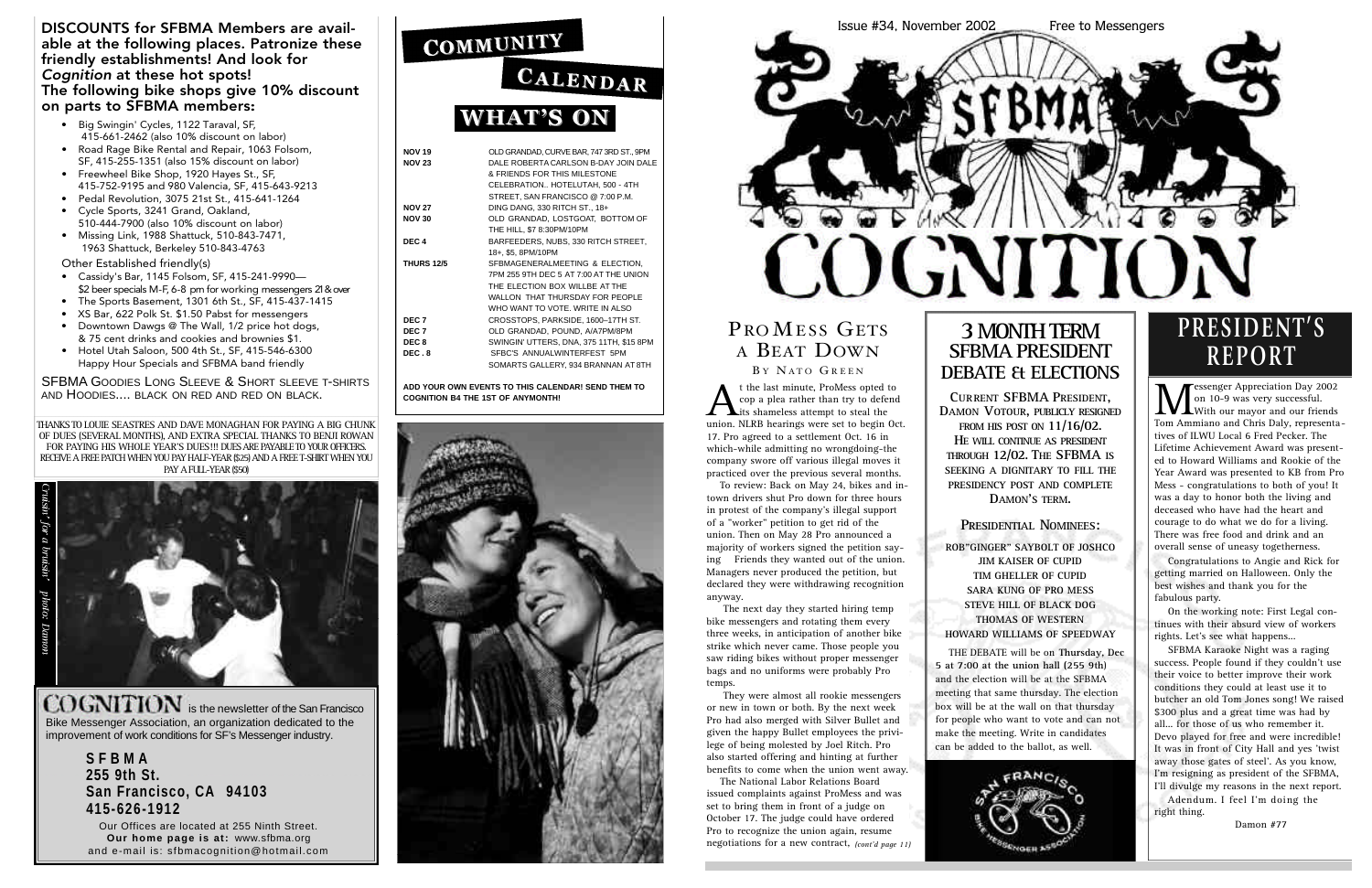**DISCOUNTS for SFBMA Members are available at the following places. Patronize these friendly establishments! And look for *Cognition* at these hot spots!**

**The following bike shops give 10% discount on parts to SFBMA members:**

- Big Swingin' Cycles, 1122 Taraval, SF, 415-661-2462 (also 10% discount on labor)
- Road Rage Bike Rental and Repair, 1063 Folsom, SF, 415-255-1351 (also 15% discount on labor)
- Freewheel Bike Shop, 1920 Hayes St., SF, 415-752-9195 and 980 Valencia, SF, 415-643-9213
- Pedal Revolution, 3075 21st St., 415-641-1264
- Cycle Sports, 3241 Grand, Oakland, 510-444-7900 (also 10% discount on labor)
- Missing Link, 1988 Shattuck, 510-843-7471, 1963 Shattuck, Berkeley 510-843-4763

Other Established friendly(s)

- Cassidy's Bar, 1145 Folsom, SF, 415-241-9990— $2 beer specials M-F, 6-8 pm for working messengers 21 & over
- The Sports Basement, 1301 6th St., SF, 415-437-1415
- XS Bar, 622 Polk St. $1.50 Pabst for messengers
- Downtown Dawgs @ The Wall, 1/2 price hot dogs, & 75 cent drinks and cookies and brownies $1.
- Hotel Utah Saloon, 500 4th St., SF, 415-546-6300 Happy Hour Specials and SFBMA band friendly

SFBMA GOODIES LONG SLEEVE & SHORT SLEEVE T-SHIRTS AND HOODIES.... BLACK ON RED AND RED ON BLACK.

THANKS TO LOUIE SEASTRES AND DAVE MONAGHAN FOR PAYING A BIG CHUNK OF DUES (SEVERAL MONTHS), AND EXTRA SPECIAL THANKS TO BENJI ROWAN FOR PAYING HIS WHOLE YEAR'S DUES!!! DUES ARE PAYABLE TO YOUR OFFICERS. RECEIVE A FREE PATCH WHEN YOU PAY HALF-YEAR ($25) AND A FREE T-SHIRT WHEN YOU PAY A FULL-YEAR ($50)

*Cruisin' for a bruisin' photo: Damon*

**COGNITION** is the newsletter of the San Francisco Bike Messenger Association, an organization dedicated to the improvement of work conditions for SF's Messenger industry.

**SFBMA**
**255 9th St.**
**San Francisco, CA 94103**
**415-626-1912**

Our Offices are located at 255 Ninth Street.
**Our home page is at:** www.sfbma.org
and e-mail is: sfbmacognition@hotmail.com

## COMMUNITY CALENDAR
## WHAT'S ON

| | |
|---|---|
| **NOV 19** | OLD GRANDAD, CURVE BAR, 747 3RD ST., 9PM |
| **NOV 23** | DALE ROBERTA CARLSON B-DAY JOIN DALE & FRIENDS FOR THIS MILESTONE CELEBRATION.. HOTELUTAH, 500 - 4TH STREET, SAN FRANCISCO @ 7:00 P.M. |
| **NOV 27** | DING DANG, 330 RITCH ST., 18+ |
| **NOV 30** | OLD GRANDAD, LOSTGOAT, BOTTOM OF THE HILL, $7 8:30PM/10PM |
| **DEC 4** | BARFEEDERS, NUBS, 330 RITCH STREET, 18+, $5, 8PM/10PM |
| **THURS 12/5** | SFBMAGENERALMEETING & ELECTION, 7PM 255 9TH DEC 5 AT 7:00 AT THE UNION THE ELECTION BOX WILLBE AT THE WALLON THAT THURSDAY FOR PEOPLE WHO WANT TO VOTE. WRITE IN ALSO |
| **DEC 7** | CROSSTOPS, PARKSIDE, 1600–17TH ST. |
| **DEC 7** | OLD GRANDAD, POUND, A/A7PM/8PM |
| **DEC 8** | SWINGIN' UTTERS, DNA, 375 11TH, $15 8PM |
| **DEC . 8** | SFBC'S ANNUALWINTERFEST 5PM SOMARTS GALLERY, 934 BRANNAN AT 8TH |

**ADD YOUR OWN EVENTS TO THIS CALENDAR! SEND THEM TO COGNITION B4 THE 1ST OF ANYMONTH!**

Issue #34, November 2002 Free to Messengers

# SFBMA COGNITION

## PROMESS GETS A BEAT DOWN

BY NATO GREEN

At the last minute, ProMess opted to cop a plea rather than try to defend its shameless attempt to steal the union. NLRB hearings were set to begin Oct. 17. Pro agreed to a settlement Oct. 16 in which-while admitting no wrongdoing-the company swore off various illegal moves it practiced over the previous several months.

To review: Back on May 24, bikes and in-town drivers shut Pro down for three hours in protest of the company's illegal support of a "worker" petition to get rid of the union. Then on May 28 Pro announced a majority of workers signed the petition saying Friends they wanted out of the union. Managers never produced the petition, but declared they were withdrawing recognition anyway.

The next day they started hiring temp bike messengers and rotating them every three weeks, in anticipation of another bike strike which never came. Those people you saw riding bikes without proper messenger bags and no uniforms were probably Pro temps.

They were almost all rookie messengers or new in town or both. By the next week Pro had also merged with Silver Bullet and given the happy Bullet employees the privilege of being molested by Joel Ritch. Pro also started offering and hinting at further benefits to come when the union went away.

The National Labor Relations Board issued complaints against ProMess and was set to bring them in front of a judge on October 17. The judge could have ordered Pro to recognize the union again, resume negotiations for a new contract, *[cont'd page 11]*

## 3 MONTH TERM SFBMA PRESIDENT DEBATE & ELECTIONS

CURRENT SFBMA PRESIDENT, DAMON VOTOUR, PUBLICLY RESIGNED FROM HIS POST ON 11/16/02. HE WILL CONTINUE AS PRESIDENT THROUGH 12/02. THE SFBMA IS SEEKING A DIGNITARY TO FILL THE PRESIDENCY POST AND COMPLETE DAMON'S TERM.

PRESIDENTIAL NOMINEES:

ROB"GINGER" SAYBOLT OF JOSHCO
JIM KAISER OF CUPID
TIM GHELLER OF CUPID
SARA KUNG OF PRO MESS
STEVE HILL OF BLACK DOG
THOMAS OF WESTERN
HOWARD WILLIAMS OF SPEEDWAY

THE DEBATE will be on **Thursday, Dec 5 at 7:00 at the union hall (255 9th)** and the election will be at the SFBMA meeting that same thursday. The election box will be at the wall on that thursday for people who want to vote and can not make the meeting. Write in candidates can be added to the ballot, as well.

## PRESIDENT'S REPORT

Messenger Appreciation Day 2002 on 10-9 was very successful. With our mayor and our friends Tom Ammiano and Chris Daly, representatives of ILWU Local 6 Fred Pecker. The Lifetime Achievement Award was presented to Howard Williams and Rookie of the Year Award was presented to KB from Pro Mess - congratulations to both of you! It was a day to honor both the living and deceased who have had the heart and courage to do what we do for a living. There was free food and drink and an overall sense of uneasy togetherness.

Congratulations to Angie and Rick for getting married on Halloween. Only the best wishes and thank you for the fabulous party.

On the working note: First Legal continues with their absurd view of workers rights. Let's see what happens...

SFBMA Karaoke Night was a raging success. People found if they couldn't use their voice to better improve their work conditions they could at least use it to butcher an old Tom Jones song! We raised $300 plus and a great time was had by all... for those of us who remember it. Devo played for free and were incredible! It was in front of City Hall and yes 'twist away those gates of steel'. As you know, I'm resigning as president of the SFBMA, I'll divulge my reasons in the next report.

Adendum. I feel I'm doing the right thing.

Damon #77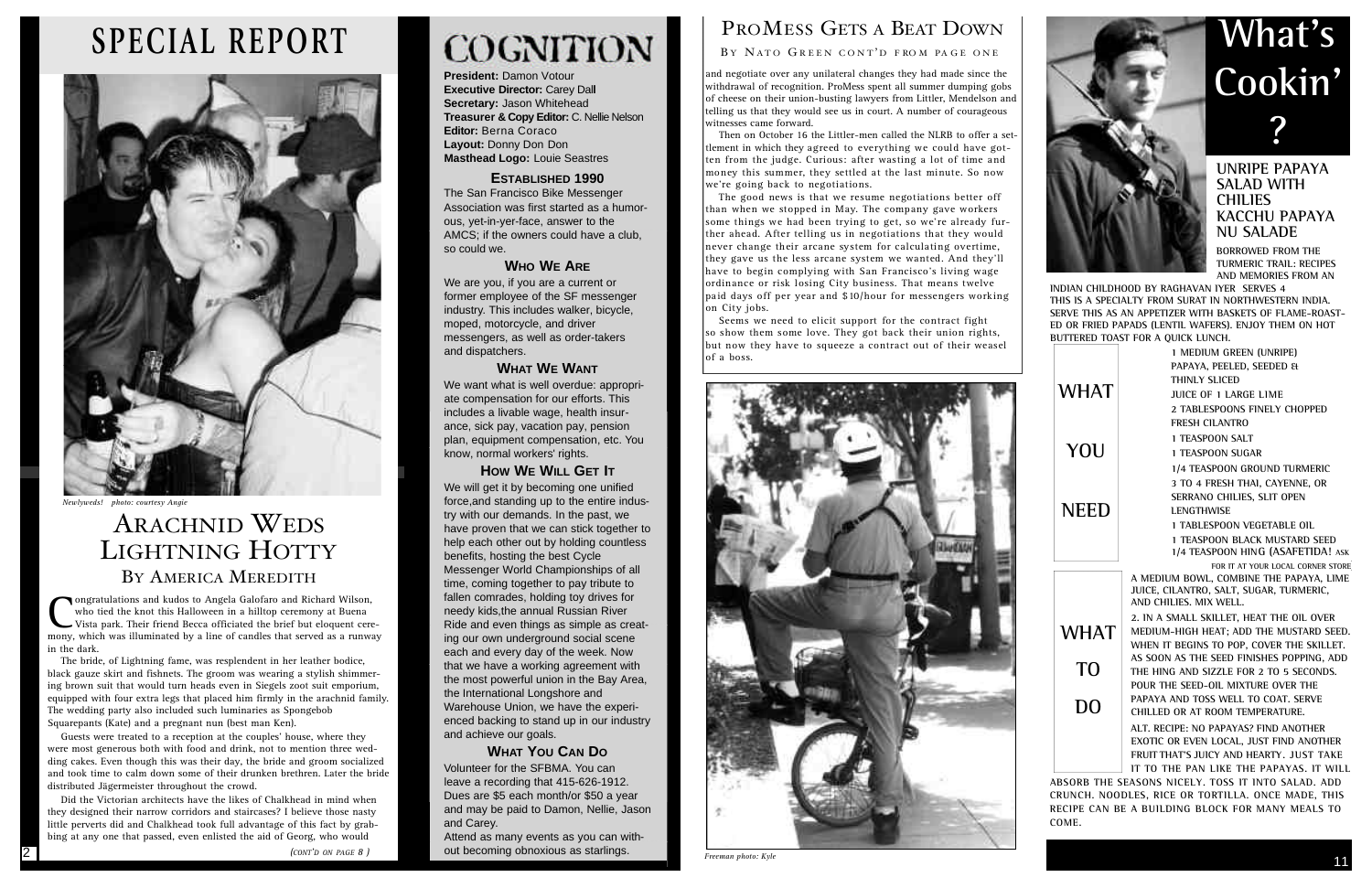# SPECIAL REPORT

*Newlyweds! photo: courtesy Angie*

## Arachnid Weds Lightning Hotty

### By America Meredith

Congratulations and kudos to Angela Galofaro and Richard Wilson, who tied the knot this Halloween in a hilltop ceremony at Buena Vista park. Their friend Becca officiated the brief but eloquent ceremony, which was illuminated by a line of candles that served as a runway in the dark.

The bride, of Lightning fame, was resplendent in her leather bodice, black gauze skirt and fishnets. The groom was wearing a stylish shimmering brown suit that would turn heads even in Siegels zoot suit emporium, equipped with four extra legs that placed him firmly in the arachnid family. The wedding party also included such luminaries as Spongebob Squarepants (Kate) and a pregnant nun (best man Ken).

Guests were treated to a reception at the couples' house, where they were most generous both with food and drink, not to mention three wedding cakes. Even though this was their day, the bride and groom socialized and took time to calm down some of their drunken brethren. Later the bride distributed Jägermeister throughout the crowd.

Did the Victorian architects have the likes of Chalkhead in mind when they designed their narrow corridors and staircases? I believe those nasty little perverts did and Chalkhead took full advantage of this fact by grabbing at any one that passed, even enlisted the aid of Georg, who would

*(CONT'D ON PAGE 8 )*

# COGNITION

**President:** Damon Votour
**Executive Director:** Carey Dall
**Secretary:** Jason Whitehead
**Treasurer & Copy Editor:** C. Nellie Nelson
**Editor:** Berna Coraco
**Layout:** Donny Don Don
**Masthead Logo:** Louie Seastres

### Established 1990

The San Francisco Bike Messenger Association was first started as a humorous, yet-in-yer-face, answer to the AMCS; if the owners could have a club, so could we.

### Who We Are

We are you, if you are a current or former employee of the SF messenger industry. This includes walker, bicycle, moped, motorcycle, and driver messengers, as well as order-takers and dispatchers.

### What We Want

We want what is well overdue: appropriate compensation for our efforts. This includes a livable wage, health insurance, sick pay, vacation pay, pension plan, equipment compensation, etc. You know, normal workers' rights.

### How We Will Get It

We will get it by becoming one unified force,and standing up to the entire industry with our demands. In the past, we have proven that we can stick together to help each other out by holding countless benefits, hosting the best Cycle Messenger World Championships of all time, coming together to pay tribute to fallen comrades, holding toy drives for needy kids,the annual Russian River Ride and even things as simple as creating our own underground social scene each and every day of the week. Now that we have a working agreement with the most powerful union in the Bay Area, the International Longshore and Warehouse Union, we have the experienced backing to stand up in our industry and achieve our goals.

### What You Can Do

Volunteer for the SFBMA. You can leave a recording that 415-626-1912. Dues are $5 each month/or $50 a year and may be paid to Damon, Nellie, Jason and Carey.
Attend as many events as you can without becoming obnoxious as starlings.

## ProMess Gets a Beat Down

### By Nato Green cont'd from page one

and negotiate over any unilateral changes they had made since the withdrawal of recognition. ProMess spent all summer dumping gobs of cheese on their union-busting lawyers from Littler, Mendelson and telling us that they would see us in court. A number of courageous witnesses came forward.

Then on October 16 the Littler-men called the NLRB to offer a settlement in which they agreed to everything we could have gotten from the judge. Curious: after wasting a lot of time and money this summer, they settled at the last minute. So now we're going back to negotiations.

The good news is that we resume negotiations better off than when we stopped in May. The company gave workers some things we had been trying to get, so we're already further ahead. After telling us in negotiations that they would never change their arcane system for calculating overtime, they gave us the less arcane system we wanted. And they'll have to begin complying with San Francisco's living wage ordinance or risk losing City business. That means twelve paid days off per year and $10/hour for messengers working on City jobs.

Seems we need to elicit support for the contract fight so show them some love. They got back their union rights, but now they have to squeeze a contract out of their weasel of a boss.

*Freeman photo: Kyle*

# What's Cookin'?

## Unripe Papaya Salad with Chilies Kacchu Papaya nu Salade

Borrowed from the Turmeric Trail: Recipes and Memories from an Indian Childhood by Raghavan Iyer Serves 4
This is a specialty from Surat in northwestern India. Serve this as an appetizer with baskets of flame-roasted or fried papads (lentil wafers). Enjoy them on hot buttered toast for a quick lunch.

### What You Need

- 1 medium green (unripe) papaya, peeled, seeded & thinly sliced
- Juice of 1 large lime
- 2 tablespoons finely chopped fresh cilantro
- 1 teaspoon salt
- 1 teaspoon sugar
- 1/4 teaspoon ground turmeric
- 3 to 4 fresh Thai, cayenne, or serrano chilies, slit open lengthwise
- 1 tablespoon vegetable oil
- 1 teaspoon black mustard seed
- 1/4 teaspoon hing (asafetida! ask for it at your local corner store

### What To Do

1. In a medium bowl, combine the papaya, lime juice, cilantro, salt, sugar, turmeric, and chilies. Mix well.
2. In a small skillet, heat the oil over medium-high heat; add the mustard seed. When it begins to pop, cover the skillet. As soon as the seed finishes popping, add the hing and sizzle for 2 to 5 seconds. Pour the seed-oil mixture over the papaya and toss well to coat. Serve chilled or at room temperature.

Alt. Recipe: No papayas? Find another exotic or even local, just find another fruit that's juicy and hearty. Just take it to the pan like the papayas. It will absorb the seasons nicely. Toss it into salad. Add crunch. Noodles, rice or tortilla. Once made, this recipe can be a building block for many meals to come.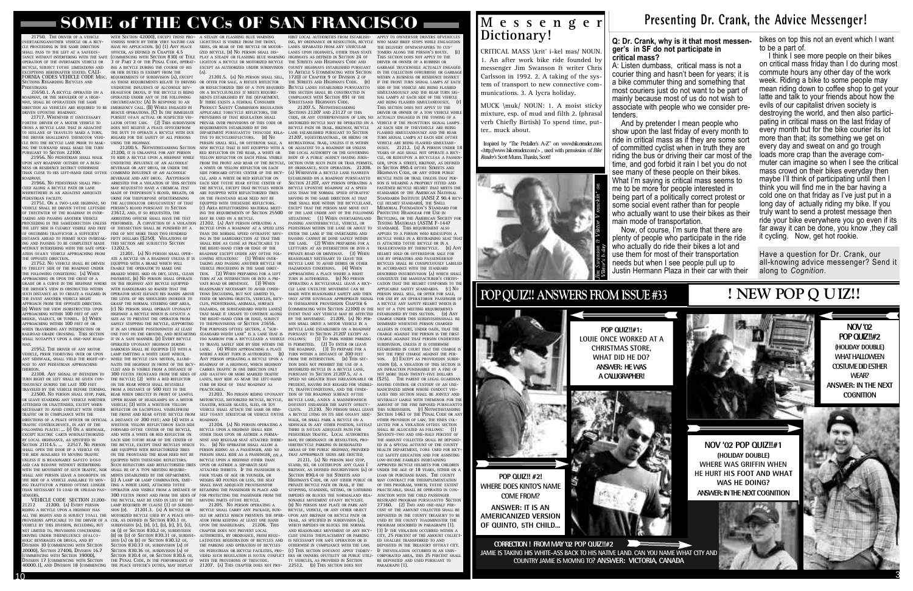# SOME of THE CVCs OF SAN FRANCISCO

21750. The driver of a vehicle overtakinganother vehicle or a bicycle proceeding in the same direction shall pass to the left at a safedistance without interfering with the safe operation of the overtaken vehicle or bicycle, subject to the limitations and exceptions hereinafter stated. CALIFORNIA CODES VEHICLE CODE Misc. Section Regarding Bicycles and Pedestrians

21650.1. A bicycle operated on a roadway, or the shoulder of a highway, shall be operated in the same direction as vehicles are required to be driven upon the roadway.

21717. Whenever it isnecessary forthe driver of a motor vehicle to cross a bicycle lane that is adjacent to hislane of travelto make a turn, the driver shalldrive themotor vehicle into the bicycle lane prior to making the turnand shall make the turn pursuant to Section 22100.

21956. No pedestrian shall walk upon any roadway outside of a business or residence district otherwise than close to his left-hand edge of the roadway.

21966. No pedestrian shall proceed along a bicycle path or lane wherethere is an adjacent adequate pedestrian facility.

21751. On a two-lane highway, no vehicle shall be driven to the left side of thecenter of the roadway in overtaking and passing another vehicle proceeding in the samedirection unless the left side is clearly visible and free of oncoming traffic for a sufficient distance ahead to permit such overtaking and passing to be completely made without interfering with the safe operation of any vehicle approaching from the opposite direction.

21752. No vehicle shall be driven to theleft side of the roadway under the following conditions: (a) When approaching or upon the crest of a grade or a curve in the highway where the driver's view is obstructed within such distance as to create a hazard in the event another vehicle might approach from the opposite direction. (b) When the view isobstructed upon approaching within 100 feet of any bridge, viaduct, or tunnel. (c) When approaching within 100 feet of or when traversing any intersection or railroad grade crossing. This section shall notapply upon a one-way roadway.

21952. The driver of any motor vehicle, prior todriving over or upon any sidewalk, shall yield the right-of-way to any pedestrian approaching thereon.

22108. Any signal of intention to turn right or left shall be given continuously during the last 100 feet traveled by the vehicle before turning.

22500. No person shall stop, park, or leave standing any vehicle whether attended or unattended, except when necessary to avoid conflict with other traffic or in compliance with the directions of a peace officer or official traffic controldevice, in any of the following places: ... (f) On a sidewalk, except electric carts when authorized by local ordinance, as specified in Section 21114.5. ... 22517. No person shall open the door of a vehicle on the side available to moving traffic unless it is reasonably safeto doso and can bedone without interfering with the movement of such traffic, nor shall any person leave a dooropen on the side of a vehicle available to moving trafficfor a period oftime longer than necessary to load or unload passengers.

VEHICLE CODE SECTION 21200-21212 21200. (a) Every person riding a bicycle upon a highway has all the rights and is subject toall the provisions applicable to the driver of a vehicle by this division, including, but not limited to, provisions concerning driving under theinfluence ofalcoholic beverages or drugs, and by Division 10 (commencing with Section 20000), Section 27400, Division 16.7 (commencing with Section 39000), Division 17 (commencing with Section 40000.1), and Division 18 (commencing with Section 42000), except those provisions which by their very nature can have no application. (b) (1) Any peace officer, as defined in Chapter 4.5 (commencing with Section 830) of Title 3 of Part 2 of the Penal Code, operating a bicycle during the course of his or her duties is exempt from the requirements of subdivision (a), except as those requirements relate to driving underthe influence of alcoholic beverages or drugs, if the bicycle is being operated under any of the following circumstances: (A) In response to an emergency call. (B) While engaged in rescue operations. (C) In the immediate pursuit of an actual or suspected violator of the law. (2) This subdivision does not relieve a peace officerfrom the duty to operate a bicycle with due regard for the safety of all persons using the highway.

21200.5. Notwithstanding Section 21200, it is unlawful for any person to ride a bicycle upon a highway while underthe influence of an alcoholic beverage or any drug, or under the combined influence of an alcoholic beverage and any drug. Anyperson arrested for a violation of this section may requestto have a chemical test made of theperson's blood, breath, or urine for thepurpose ofdetermining the alcoholic or drugcontent of that person's blood pursuant to Section 23612, and, if so requested, the arresting officer shall have the test performed. A conviction of a violation of thissection shall be punished by a fine of not more than two hundred fifty dollars ($250). Violations of this section are subjectto Section 13202.5.

21201. (a) No person shall operate a bicycle on a roadway unless it is equipped with a brake which will enable the operator to make one braked wheel skid on dry, level, clean pavement. (b) No person shall operate on the highway any bicycle equipped with handlebars so raised that the operator must elevate his hands above the level of his shoulders inorder to grasp the normal steering grip area. (c) No person shall operate uponany highway a bicycle which is ofsuch a size as to prevent the operator from safely stopping the bicycle, supporting it in an upright positionwith at least one foot on the ground, and restarting it in a safe manner. (d) Every bicycle operated uponany highway during darkness shall be equipped (1) with a lamp emitting a white light which, while the bicycle isin motion, illuminates the highway in front of the bicyclist and is visible from a distance of 300 feetin front and from the sides of the bicycle; (2) with a red reflector on the rear which shall bevisible from a distance of 500 feet to the rear when directly in front of lawful upper beams of headlamps on a motor vehicle; (3) with a whiteor yellow reflector on eachpedal visible from the front and rear ofthe bicycle from a distance of 200 feet; and (4) with a whiteor yellow reflectoron each side forward ofthe center of the bicycle, and with a white or red reflector on each side toward the rear of the center of the bicycle, except that bicycles which are equipped with reflectorized tires on the frontand the rear need not be equipped with thesesside reflectors. Such reflectors and reflectorized tires shall be of a type meeting requirements established by the department. (e) A lamp or lamp combination, emitting a white light, attached tothe operator and visible from a distance of 300 feetin front and from the sides of the bicycle, may be used in lieu of the lamp required by clause (1) of subdivision (d). 21201.3. (a) A bicycle or motorized bicycle used by a peace officer, as defined in Section 830.1 of, subdivision (a), (b), (c), (d), (e), (f), (g), or (i) of Section 830.2 of, subdivision (b) or (c) of Section 830.31 of, subdivision (a) or (b) of Section 830.32 of, Section 830.33 of, subdivision (a) of Section 830.36 of, subdivision (a) of Section 830.4 of, or Section 830.6 of, the Penal Code, in the performance of the peace officer's duties, may display a steady or flashing blue warning lightthat is visible from the front, sides, or rear of the bicycle or motorized bicycle. (b) No person shall display a steady or flashing blue warning light on a bicycle or motorized bicycle except as authorized under subdivision (a).

21201.5. (a) No person shall sell, or offer for sale, a reflex reflector or reflectorized tire of a type required on a bicycle unless it meets requirements established by the department. If there exists a federal Consumer Product Safety Commission regulation applicable to bicycle reflectors, the provisions of that regulation shall prevail over provisions of this code or requirements established by the department pursuant to thiscode relative to bicyclereflectors. (b) No person shall sell, or offerfor sale, a new bicycle that is not equipped with a red reflector on the rear, a white or yellow reflector on each pedal visible from the front and rear of the bicycle, a white or yellow reflector on each side forward of the center of the bicycle, and a white or red reflector on each side toward the rear center of the bicycle, except that bicycles which are equipped with reflectorized tires on the frontand rear need not be equipped with thesesside reflectors. (c) Area reflectorizing material meeting the requirements of Section 25500 may be used on a bicycle.

21202. (a) Any person operating a bicycle upon a roadway at a speed less than the normal speed oftraffic moving in the samedirection at that time shall ride as close as practicable to the right-hand curb or edge of the roadway except under any ofthe following situations: (1) When overtaking and passing another bicycle or vehicle proceeding in the same direction. (2) When preparing for a left turn at an intersection or into a private road or driveway. (3) When reasonably necessary to avoid conditions (including, but not limited to, fixed or moving objects, vehicles, bicycles, pedestrians, animals, surface hazards, or substandard width lanes) that make it unsafe to continue along the right-hand curb or edge, subject to theprovisions of Section 21656. For purposes ofthis section, a "substandard width lane" is a lane that is too narrow for a bicycle and a vehicle to travel safely side by side within the lane. (4) When approaching a place where a right turn is authorized. (b) Any person operating a bicycle upon a roadway of a highway, which highway carries traffic in one direction only and hastwo or more marked traffic lanes, may ride as near the left-hand curb or edge of that roadway as practicable.

21203. No person riding upon any motorcycle, motorized bicycle, bicycle, coaster, roller skates, sled, or toy vehicle shall attach the same or himself to any streetcar or vehicle on the roadway.

21204. (a) No person operating a bicycle upon a highway shall ride other than upon or astride a permanent and regular seat attached thereto. (b) No operator shall allow a person riding as a passenger, and no person shall ride as a passenger, on a bicycle upon a highway other than upon or astride a separate seat attached thereto. If the passenger is four years of age or younger, or weighs 40 pounds or less, the seat shall have adequate provisionfor retaining the passenger in place and for protecting the passenger from the moving parts of the bicycle.

21205. No person operating a bicycle shall carry any package, bundle or article which prevents the operator from keeping at least one hand upon the handlebars. 21206. This chapter does not prevent local authorities, by ordinance, from regulatingthe registration of bicycles and the parking and operation of bicycles on pedestrian or bicycle facilities, provided such regulation is not in conflict with the provisions of thiscode. 21207. (a) This chapter does not prohibit local authorities from establishing, by ordinance or resolution, bicycle lanes separated from any vehicular lanes upon highways, other than state highways as defined in Section 24 of the Streets and Highways Code and county highways established pursuant to Article 5 (commencing with Section 1720) of Chapter 9 of Division 2 of the Streets and Highways Code. (b) Bicycle lanes established pursuantto this section shall be constructed in compliance with Section 891 of the Streetsand Highways Code.

21207.5. Notwithstanding Sections 21207 and 23127 of this code, or any otherprovision of law, no motorized bicycle may be operated on a bicycle path or trail, bikeway, bicycle lane established pursuant to Section 21207, equestriantrail, or hiking or recreational trail, unless it is within or adjacent to a roadway or unless the local authority or the governing body of a public agency having jurisdiction over such path or trail permits, by ordinance, such operation. 21208. (a) Whenever a bicycle lane hasbeen established on a roadway pursuantto Section 21207, any person operating a bicycle uponthe roadway at a speed less than the normal speed oftraffic moving in the same direction at that time shall ride within the bicyclelane, except that the person may move out of the lane under any of the following situations: (1) When overtakingand passing anotherbicycle, vehicle, or pedestrian within the lane or about to enter the lane if the overtaking and passing cannot be done safely within the lane. (2) When preparing for a leftturn at an intersection or into a private road or driveway. (3) When reasonably necessary to leave the bicycle lane to avoid debris or other hazardous conditions. (4) When approaching a place where a right turn is authorized. (b) No person operating a bicycleshall leave a bicycle lane untilthe movement can be made with reasonable safety and then only after givingan appropriate signal in themanner providedin Chapter 6 (commencing with Section 22100) in the event that any vehicle may be affected by the movement. 21209. (a) No person shall drive a motor vehicle in a bicycle lane established on a roadway pursuant to Section 21207 except as follows: (1) To park where parking is permitted. (2) To enter or leave the roadway. (3) To prepare for a turn within a distance of 200 feet from the intersection. (b) This section does not prohibit the use of a motorized bicycle in a bicycle lane, pursuant to Section 21207.5, at a speed no greater than isreasonable or prudent, having due regard for visibility, trafficconditions, and the condition of the roadway surface ofthe bicycle lane, andin a mannerwhich doesnot endanger the safety ofbicyclists. 21210. No person shall leave a bicycle lying on its side onany sidewalk, or shall park a bicycle on a sidewalk in any other position, sothat there is notan adequate path for pedestrian traffic. Local authorities may, by ordinance or resolution, prohibitbicycle parking in designated areas of the public highway, provided that appropriate signs are erected.

21211. (a) No person may stop, stand, sit, or loiteruponany class I bikeway, as defined insubdivision (a) of Section 890.4 of the Streets and Highways Code, or any other public or private bicycle path or trail, if the stopping, standing, sitting, or loitering impedes or blocks the normaland reasonable movement of any bicyclist. (b) No person may place or park any bicycle, vehicle, or any other object upon any bikeway or bicycle path or trail, as specified in subdivision (a), which impedes or blocks the normal and reasonable movement of any bicyclist unless theplacement or parking is necessary for safe operation or is otherwise in compliance with the law. (c) This section does not apply todrivers or owners ofutility or public utility vehicles, as provided in Section 22512. (d) This section does not apply to ownersor drivers ofvehicles who make brief stops while engagedin the delivery ofnewspapers to customers along the person's route. (e) This section does not apply to the driver or owner of a rubbish or garbage truckwhile actually engaged in the collection ofrubbish or garbage within a business or residence district if the front turn signal lamps at each side of the vehicle are being flashed simultaneously and the rear turn signal lamps at each side of the vehicle are being flashed simultaneously. (f) This section does not apply to the driver or owner of a tow vehicle while actually engaged in the towing of a vehicle if the frontturn signal lamps at each side of thevehicle are being flashed simultaneously and the rear turn signal lamps at each side ofthe vehicle are being flashed simultaneously. 21212. (a) A person under 18 years of age shall not operate a bicycle, or rideupon a bicycleas a passenger, upon a street, bikeway, as defined in Section 890.4 ofthe Streets and Highways Code, or any other public bicycle path or trail unless that person is wearing a properly fitted and fastened bicycle helmet that meets the standards of the American National Standards Institute (ANSI Z 90.4 bicycle helmet standard), the Snell Memorial Foundation's Standard for Protective Headgear for Use in Bicycling, or the American Society for Testing Materials (ASTM F-1447 standard). This requirement also applies to a person who ridesupon a bicycle while in a restraining seat that is attached tothe bicycle or in a trailertowed by thebicycle. (b) Any helmet sold or offeredfor sale for use by operators and passengersof bicycles shall be conspicuously labeled in accordance with the standard described insubdivision (a) which shall constitute the manufacturer's certification that the helmet conforms to the applicable safety standards. (c) No person shall sell, or offer for sale, for use by an operatoror passenger of a bicycle any safety helmet which is not of a type meeting requirements established by this section. (d) Any charge under this subdivisionshall be dismissed whenthe person charged alleges in court, under oath, that the charge against the person is the first charge against that person underthis subdivision, unless it is otherwise established in court that the charge is not the first charge against the person. (e) Except as providedin subdivision (d), a violation of this section is an infraction punishable by a fine of not more than twenty-five dollars ($25). The parent or legal guardian having control or custody of an unemancipated minor whose conduct violates this section shall be jointly and severally liable with theminor for the amount of the fine imposed pursuantto this subdivision. (f) Notwithstanding Section 1463 of the Penal Code or any other provision of law, the fines collected for a violation ofthis section shall be allocated as follows: (1) Seventy-two and one-half percent of the amount collected shall be deposited in a special account of the county health department, tobe used for bicycle safety education and for assisting low-income families inobtaining approved bicycle helmets for children under the age of 18 years, either on a loan or purchase basis. The county may contract for theimplementation of this program, which, tothe extent practicable, shall be operated in conjunction with the child passenger restraint program pursuantto Section 27360. (2) Two and one-half percent of the amount collected shall be deposited in the county treasury to be used by the county toadminister the program described in paragraph (1). (3) If the violation occurred within a city, 25 percent of the amount collected shallbe transferred to and deposited in the treasury ofthat city. If theviolation occurred in an unincorporated area, this 25 percent shall be deposited and used pursuant to paragraph (1).

# Messenger Dictionary!

CRITICAL MASS \krit' i-kel mas\ NOUN. 1. An after work bike ride founded by messenger Jim Swanson & writer Chris Carlsson in 1992. 2. A taking of the system of transport to new connective communications. 3. A lycra holiday.

MUCK \muk\ NOUN: 1. A moist sticky mixture, esp. of mud and filth 2. (phrasal verb Chiefly Birtish) To spend time, putter.. muck about.

Inspired by "The Pedaller's A-Z" on www.bikereader.com <http://www.bikereader.com>, used with permission of *Bike Reader's* Scott Munn. Thanks, Scott!

*Jim Swanson & Viktor Vmunkin' on Viktor's bike*

# Presenting Dr. Crank, the Advice Messenger!

**Q: Dr. Crank, why is it that most messenger's in SF do not participate in critical mass?**

A: Listen dumbass, critical mass is not a courier thing and hasn't been for years; it is a bike commuter thing and something that most couriers just do not want to be part of mainly because most of us do not wish to associate with people who we consider pretenders.

And by pretender I mean people who show upon the last friday of every month to ride in critical mass as if they are some sort of committed cyclist when in truth they are riding the bus or driving their car most of the time, and god forbid it rain I bet you do not see many of these people on their bikes. What I'm saying is critical mass seems to me to be more for people interested in being part of a politically correct protest or some social event rather than for people who actually want to use their bikes as their main mode of transportation.

Now, of course, I'm sure that there are plenty of people who participate in the ride who actually do ride their bikes a lot and use them for most of their transportation needs but when I see people pull up to Justin Hermann Plaza in their car with their bikes on top this not an event which I want to be a part of.

I think I see more people on their bikes on critical mass friday than I do during most commute hours any other day of the work week. Riding a bike to some people may mean riding down to coffee shop to get your latte and talk to your friends about how the evils of our capitalist driven society is destroying the world, and then also participating in critical mass on the last friday of every month but for the bike courier its lot more than that; its something we get on every day and sweat on and go trough loads more crap than the average commuter can imagine so when I see the critical mass crowd on their bikes everyday then maybe I'll think of participating until then I think you will find me in the bar having a cold one on that friday as I've just put in a long day of actually riding my bike. If you truly want to send a protest message then ride your bike everywhere you go even if its far away it can be done, you know ,they call it cycling. Now, get hot rookie.

Have a question for Dr. Crank, our all-knowing advice messenger? Send it along to *Cognition*.

## POP QUIZ!! ANSWERS FROM ISSUE #33

**POP QUIZ!!#1:** LOUIE ONCE WORKED AT A CHRISTMAS STORE, WHAT DID HE DO?
**ANSWER: HE WAS A CALLIGRAPHER!**

**POP QUIZ!! #2!** WHERE DOES KINTO'S NAME COME FROM?
**ANSWER: IT IS AN AMERICANIZED VERSION OF QUINTO, 5TH CHILD...**

## ! NEW POP Q UIZ!!

**NOV '02 POP QUIZ!!#2**
**(HOLIDAY DOUBLE)**
**WHAT HALLOWEEN COSTUME DID ESTHER WEAR?**
**ANSWER: IN THE NEXT COGNITION**

**NOV '02 POP QUIZ!!#1**
**(HOLIDAY DOUBLE)**
**WHERE WAS GRIFFIN WHEN HE HURT HIS FOOT AND WHAT WAS HE DOING?**
**ANSWER: IN THE NEXT COGNITION**

**CORRECTION ! FROM MAY '02 POP QUIZ!!#2**
JAMIE IS TAKING HIS WHITE-ASS BACK TO HIS NATIVE LAND. CAN YOU NAME WHAT CITY AND COUNTRY JAMIE IS MOVING TO? **ANSWER: VICTORIA, CANADA**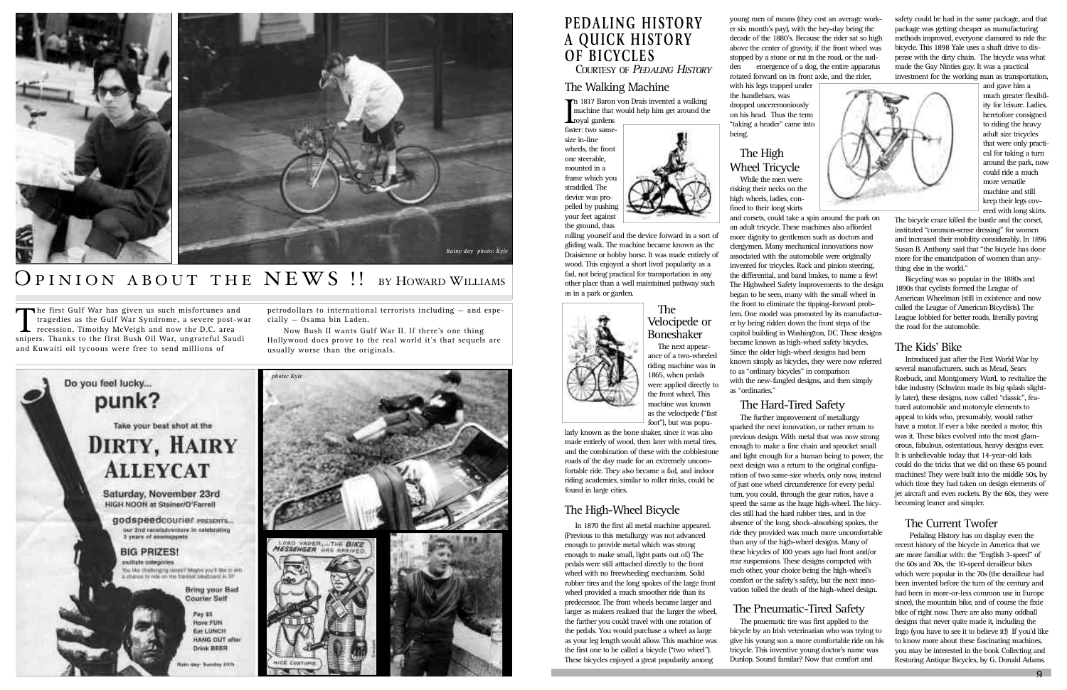Rainy day photo: Kyle

# Opinion about the NEWS !! by Howard Williams

The first Gulf War has given us such misfortunes and tragedies as the Gulf War Syndrome, a severe post-war recession, Timothy McVeigh and now the D.C. area snipers. Thanks to the first Bush Oil War, ungrateful Saudi and Kuwaiti oil tycoons were free to send millions of petrodollars to international terrorists including – and especially – Osama bin Laden.

Now Bush II wants Gulf War II. If there's one thing Hollywood does prove to the real world it's that sequels are usually worse than the originals.

Do you feel lucky... punk?

Take your best shot at the

DIRTY, HAIRY ALLEYCAT

Saturday, November 23rd
HIGH NOON at Steiner/O'Farrell

godspeedcourier PRESENTS...
our 2nd race/adventure in celebrating 3 years of assmuppets

BIG PRIZES!
multiple categories
You like challenging races? Maybe you'll like to win a chance to ride on the hardest bikeboard in SF

Bring your Bad Courier Self

Pay $5
Have FUN
Eat LUNCH
HANG OUT after
Drink BEER

Rain day- Sunday 24th

photo: Kyle

# PEDALING HISTORY A QUICK HISTORY OF BICYCLES

COURTESY OF *PEDALING HISTORY*

## The Walking Machine

In 1817 Baron von Drais invented a walking machine that would help him get around the royal gardens faster: two same-size in-line wheels, the front one steerable, mounted in a frame which you straddled. The device was propelled by pushing your feet against the ground, thus rolling yourself and the device forward in a sort of gliding walk. The machine became known as the Draisienne or hobby horse. It was made entirely of wood. This enjoyed a short lived popularity as a fad, not being practical for transportation in any other place than a well maintained pathway such as in a park or garden.

## The Velocipede or Boneshaker

The next appearance of a two-wheeled riding machine was in 1865, when pedals were applied directly to the front wheel. This machine was known as the velocipede ("fast foot"), but was popularly known as the bone shaker, since it was also made entirely of wood, then later with metal tires, and the combination of these with the cobblestone roads of the day made for an extremely uncomfortable ride. They also became a fad, and indoor riding academies, similar to roller rinks, could be found in large cities.

## The High-Wheel Bicycle

In 1870 the first all metal machine appeared. (Previous to this metallurgy was not advanced enough to provide metal which was strong enough to make small, light parts out of.) The pedals were still atttached directly to the front wheel with no freewheeling mechanism. Solid rubber tires and the long spokes of the large front wheel provided a much smoother ride than its predecessor. The front wheels became larger and larger as makers realized that the larger the wheel, the farther you could travel with one rotation of the pedals. You would purchase a wheel as large as your leg length would allow. This machine was the first one to be called a bicycle ("two wheel"). These bicycles enjoyed a great popularity among young men of means (they cost an average worker six month's pay), with the hey-day being the decade of the 1880's. Because the rider sat so high above the center of gravity, if the front wheel was stopped by a stone or rut in the road, or the sudden emergence of a dog, the entire apparatus rotated forward on its front axle, and the rider, with his legs trapped under the handlebars, was dropped unceremoniously on his head. Thus the term "taking a header" came into being.

## The High Wheel Tricycle

While the men were risking their necks on the high wheels, ladies, confined to their long skirts and corsets, could take a spin around the park on an adult tricycle. These machines also afforded more dignity to gentlemen such as doctors and clergymen. Many mechanical innovations now associated with the automobile were originally invented for tricycles. Rack and pinion steering, the differential, and band brakes, to name a few! The Highwheel Safety Improvements to the design began to be seen, many with the small wheel in the front to eliminate the tipping-forward problem. One model was promoted by its manufacturer by being ridden down the front steps of the capitol building in Washington, DC. These designs became known as high-wheel safety bicycles. Since the older high-wheel designs had been known simply as bicycles, they were now referred to as "ordinary bicycles" in comparison with the new-fangled designs, and then simply as "ordinaries."

## The Hard-Tired Safety

The further improvement of metallurgy sparked the next innovation, or rather return to previous design. With metal that was now strong enough to make a fine chain and sprocket small and light enough for a human being to power, the next design was a return to the original configuration of two same-size wheels, only now, instead of just one wheel circumference for every pedal turn, you could, through the gear ratios, have a speed the same as the huge high-wheel. The bicycles still had the hard rubber tires, and in the absence of the long, shock-absorbing spokes, the ride they provided was much more uncomfortable than any of the high-wheel designs. Many of these bicycles of 100 years ago had front and/or rear suspensions. These designs competed with each other, your choice being the high-wheel's comfort or the safety's safety, but the next innovation tolled the death of the high-wheel design.

## The Pneumatic-Tired Safety

The pnuematic tire was first applied to the bicycle by an Irish veterinarian who was trying to give his young son a more comfortable ride on his tricycle. This inventive young doctor's name was Dunlop. Sound familar? Now that comfort and safety could be had in the same package, and that package was getting cheaper as manufacturing methods improved, everyone clamored to ride the bicycle. This 1898 Yale uses a shaft drive to dispense with the dirty chain. The bicycle was what made the Gay Nineties gay. It was a practical investment for the working man as transportation, and gave him a much greater flexibility for leisure. Ladies, heretofore consigned to riding the heavy adult size tricycles that were only practical for taking a turn around the park, now could ride a much more versatile machine and still keep their legs covered with long skirts. The bicycle craze killed the bustle and the corset, instituted "common-sense dressing" for women and increased their mobility considerably. In 1896 Susan B. Anthony said that "the bicycle has done more for the emancipation of women than anything else in the world."

Bicycling was so popular in the 1880s and 1890s that cyclists formed the League of American Wheelman (still in existence and now called the League of American Bicyclists). The League lobbied for better roads, literally paving the road for the automobile.

## The Kids' Bike

Introduced just after the First World War by several manufacturers, such as Mead, Sears Roebuck, and Montgomery Ward, to revitalize the bike industry (Schwinn made its big splash slightly later), these designs, now called "classic", featured automobile and motorcycle elements to appeal to kids who, presumably, would rather have a motor. If ever a bike needed a motor, this was it. These bikes evolved into the most glamorous, fabulous, ostentatious, heavy designs ever. It is unbelievable today that 14-year-old kids could do the tricks that we did on these 65 pound machines! They were built into the middle 50s, by which time they had taken on design elements of jet aircraft and even rockets. By the 60s, they were becoming leaner and simpler.

## The Current Twofer

Pedaling History has on display even the recent history of the bicycle in America that we are more familiar with: the "English 3-speed" of the 60s and 70s, the 10-speed derailleur bikes which were popular in the 70s (the derailleur had been invented before the turn of the century and had been in more-or-less common use in Europe since), the mountain bike, and of course the fixie bike of right now. There are also many oddball designs that never quite made it, including the Ingo (you have to see it to believe it!) If you'd like to know more about these fascinating machines, you may be interested in the book Collecting and Restoring Antique Bicycles, by G. Donald Adams.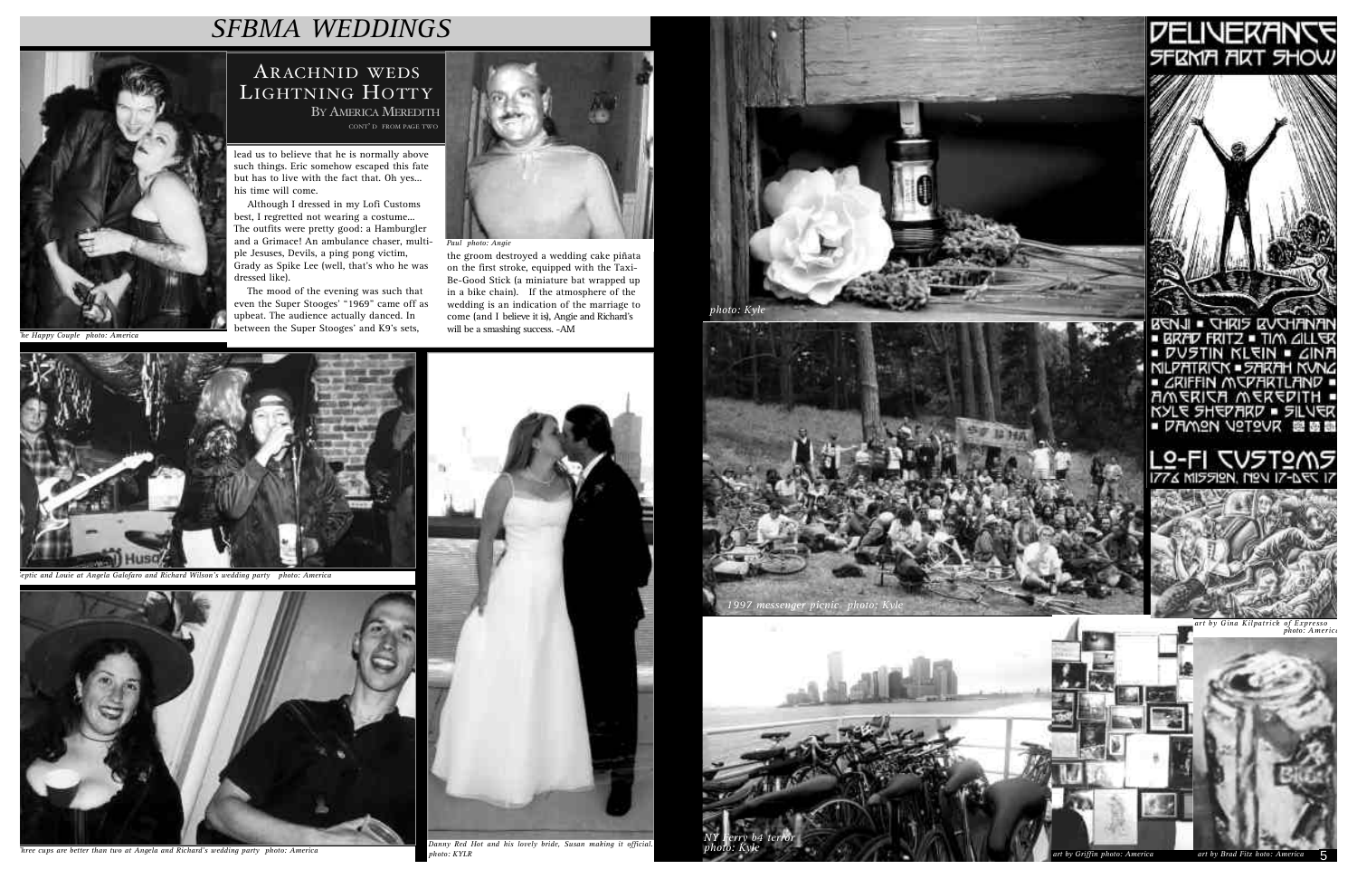# SFBMA WEDDINGS

## Arachnid Weds Lightning Hotty

By America Meredith

CONT'D FROM PAGE TWO

lead us to believe that he is normally above such things. Eric somehow escaped this fate but has to live with the fact that. Oh yes... his time will come.

Although I dressed in my Lofi Customs best, I regretted not wearing a costume... The outfits were pretty good: a Hamburgler and a Grimace! An ambulance chaser, multiple Jesuses, Devils, a ping pong victim, Grady as Spike Lee (well, that's who he was dressed like).

The mood of the evening was such that even the Super Stooges' "1969" came off as upbeat. The audience actually danced. In between the Super Stooges' and K9's sets, the groom destroyed a wedding cake piñata on the first stroke, equipped with the Taxi-Be-Good Stick (a miniature bat wrapped up in a bike chain). If the atmosphere of the wedding is an indication of the marriage to come (and I believe it is), Angie and Richard's will be a smashing success. -AM

*he Happy Couple photo: America*

*Paul photo: Angie*

*eptic and Louie at Angela Galofaro and Richard Wilson's wedding party photo: America*

*hree cups are better than two at Angela and Richard's wedding party photo: America*

*Danny Red Hot and his lovely bride, Susan making it official. photo: KYLR*

*photo: Kyle*

*1997 messenger picnic photo: Kyle*

*NY Ferry b4 terror photo: Kyle*

DELIVERANCE SFBMA ART SHOW

BENJI • CHRIS BUCHANAN • BRAD FRITZ • TIM GILLER • DUSTIN KLEIN • GINA KILPATRICK • SARAH KUNG • GRIFFIN MCPARTLAND • AMERICA MEREDITH • KYLE SHEPARD • SILVER • DAMON VOTOUR

LO-FI CUSTOMS 1776 MISSION, NOV 17-DEC 17

*art by Gina Kilpatrick of Expresso photo: America*

*art by Griffin photo: America*

*art by Brad Fitz hoto: America*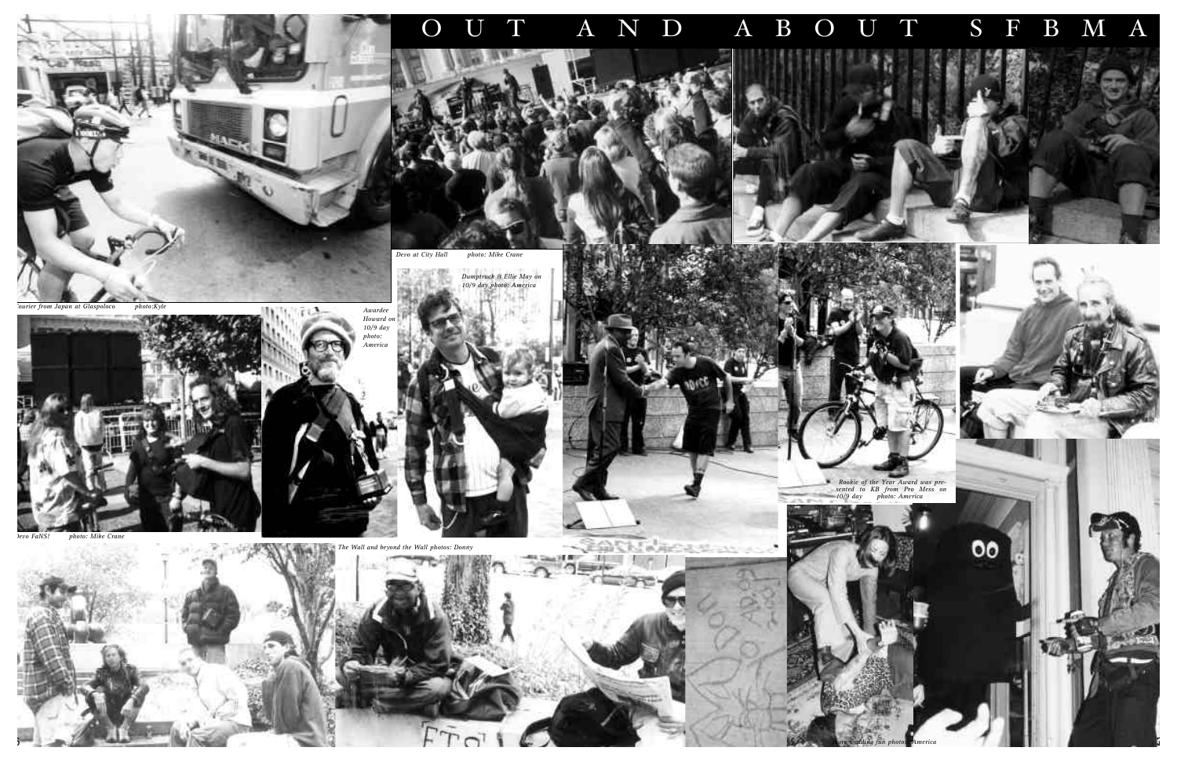# OUT AND ABOUT SFBMA

Courier from Japan at Glaspoloco photo:Kyle

Devo at City Hall photo: Mike Crane

Awardee Howard on 10/9 day photo: America

Dumptruck & Ellie May on 10/9 day photo: America

Devo FaNS! photo: Mike Crane

Rookie of the Year Award was presented to KB from Pro Mess on 10/9 day photo: America

The Wall and beyond the Wall photos: Donny

more wedding fun photos: America